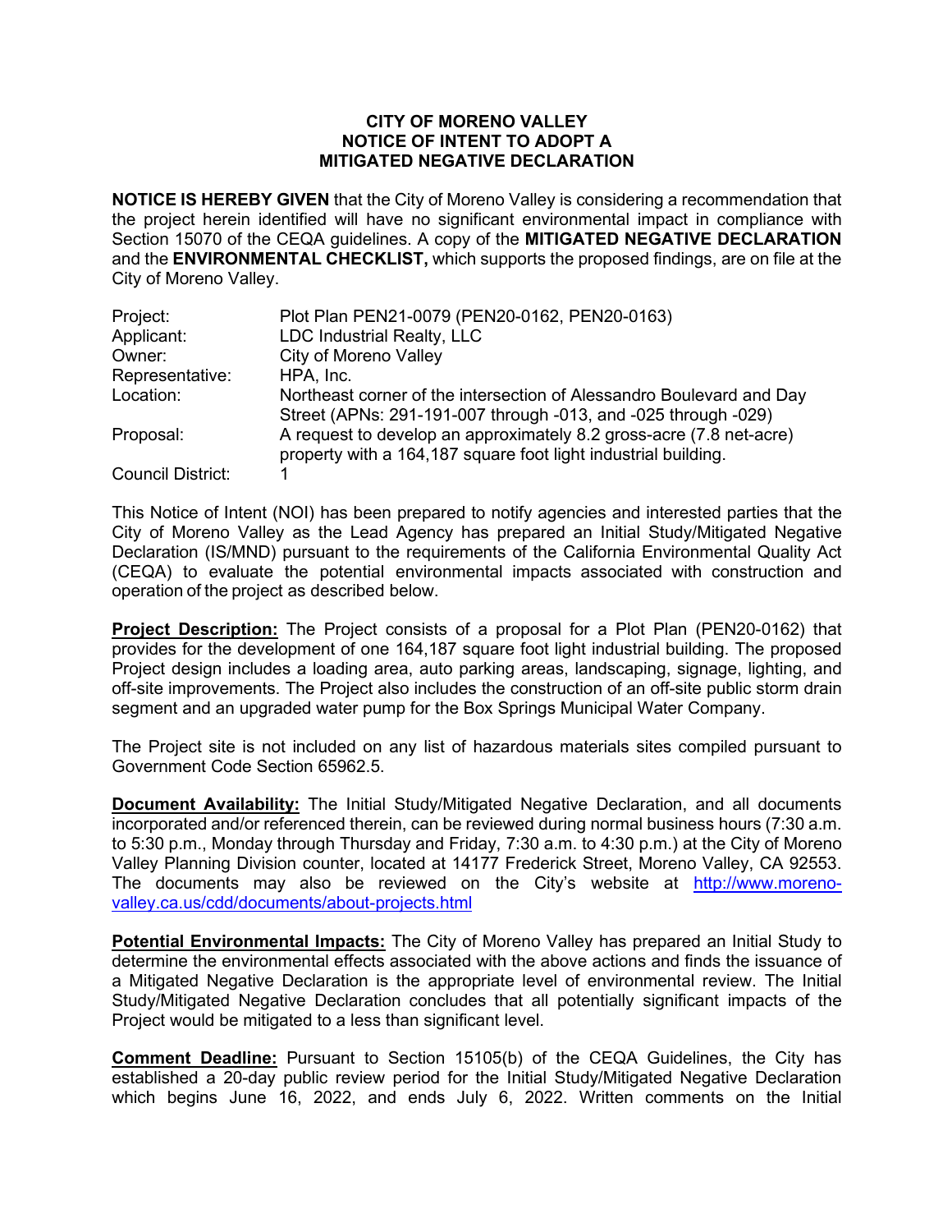# CITY OF MORENO VALLEY
# NOTICE OF INTENT TO ADOPT A MITIGATED NEGATIVE DECLARATION

**NOTICE IS HEREBY GIVEN** that the City of Moreno Valley is considering a recommendation that the project herein identified will have no significant environmental impact in compliance with Section 15070 of the CEQA guidelines. A copy of the **MITIGATED NEGATIVE DECLARATION** and the **ENVIRONMENTAL CHECKLIST,** which supports the proposed findings, are on file at the City of Moreno Valley.

| | |
|---|---|
| Project: | Plot Plan PEN21-0079 (PEN20-0162, PEN20-0163) |
| Applicant: | LDC Industrial Realty, LLC |
| Owner: | City of Moreno Valley |
| Representative: | HPA, Inc. |
| Location: | Northeast corner of the intersection of Alessandro Boulevard and Day Street (APNs: 291-191-007 through -013, and -025 through -029) |
| Proposal: | A request to develop an approximately 8.2 gross-acre (7.8 net-acre) property with a 164,187 square foot light industrial building. |
| Council District: | 1 |

This Notice of Intent (NOI) has been prepared to notify agencies and interested parties that the City of Moreno Valley as the Lead Agency has prepared an Initial Study/Mitigated Negative Declaration (IS/MND) pursuant to the requirements of the California Environmental Quality Act (CEQA) to evaluate the potential environmental impacts associated with construction and operation of the project as described below.

**Project Description:** The Project consists of a proposal for a Plot Plan (PEN20-0162) that provides for the development of one 164,187 square foot light industrial building. The proposed Project design includes a loading area, auto parking areas, landscaping, signage, lighting, and off-site improvements. The Project also includes the construction of an off-site public storm drain segment and an upgraded water pump for the Box Springs Municipal Water Company.

The Project site is not included on any list of hazardous materials sites compiled pursuant to Government Code Section 65962.5.

**Document Availability:** The Initial Study/Mitigated Negative Declaration, and all documents incorporated and/or referenced therein, can be reviewed during normal business hours (7:30 a.m. to 5:30 p.m., Monday through Thursday and Friday, 7:30 a.m. to 4:30 p.m.) at the City of Moreno Valley Planning Division counter, located at 14177 Frederick Street, Moreno Valley, CA 92553. The documents may also be reviewed on the City's website at http://www.moreno-valley.ca.us/cdd/documents/about-projects.html

**Potential Environmental Impacts:** The City of Moreno Valley has prepared an Initial Study to determine the environmental effects associated with the above actions and finds the issuance of a Mitigated Negative Declaration is the appropriate level of environmental review. The Initial Study/Mitigated Negative Declaration concludes that all potentially significant impacts of the Project would be mitigated to a less than significant level.

**Comment Deadline:** Pursuant to Section 15105(b) of the CEQA Guidelines, the City has established a 20-day public review period for the Initial Study/Mitigated Negative Declaration which begins June 16, 2022, and ends July 6, 2022. Written comments on the Initial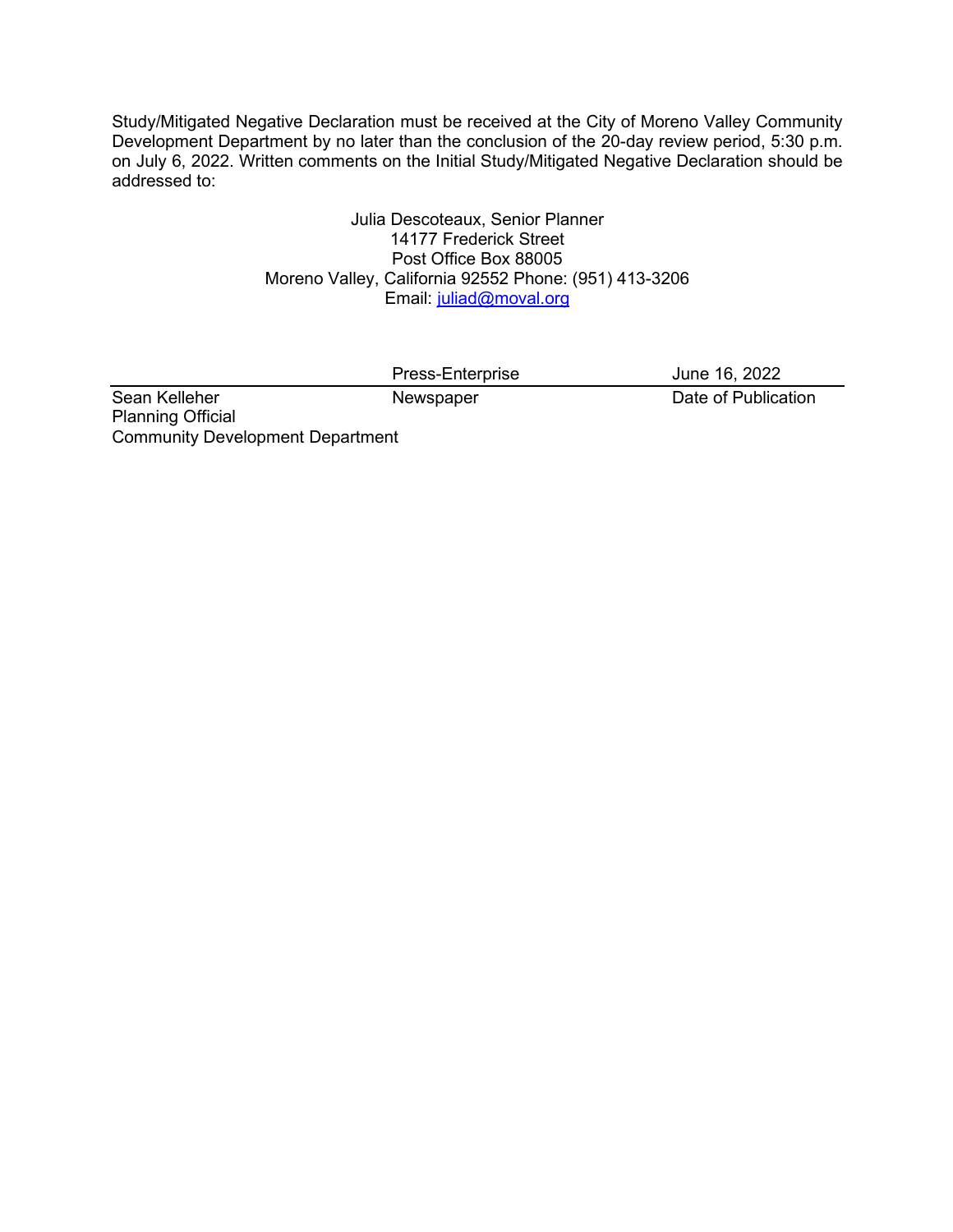Study/Mitigated Negative Declaration must be received at the City of Moreno Valley Community Development Department by no later than the conclusion of the 20-day review period, 5:30 p.m. on July 6, 2022. Written comments on the Initial Study/Mitigated Negative Declaration should be addressed to:

Julia Descoteaux, Senior Planner
14177 Frederick Street
Post Office Box 88005
Moreno Valley, California 92552 Phone: (951) 413-3206
Email: juliad@moval.org

| | | |
|---|---|---|
| | Press-Enterprise | June 16, 2022 |
| Sean Kelleher<br>Planning Official<br>Community Development Department | Newspaper | Date of Publication |